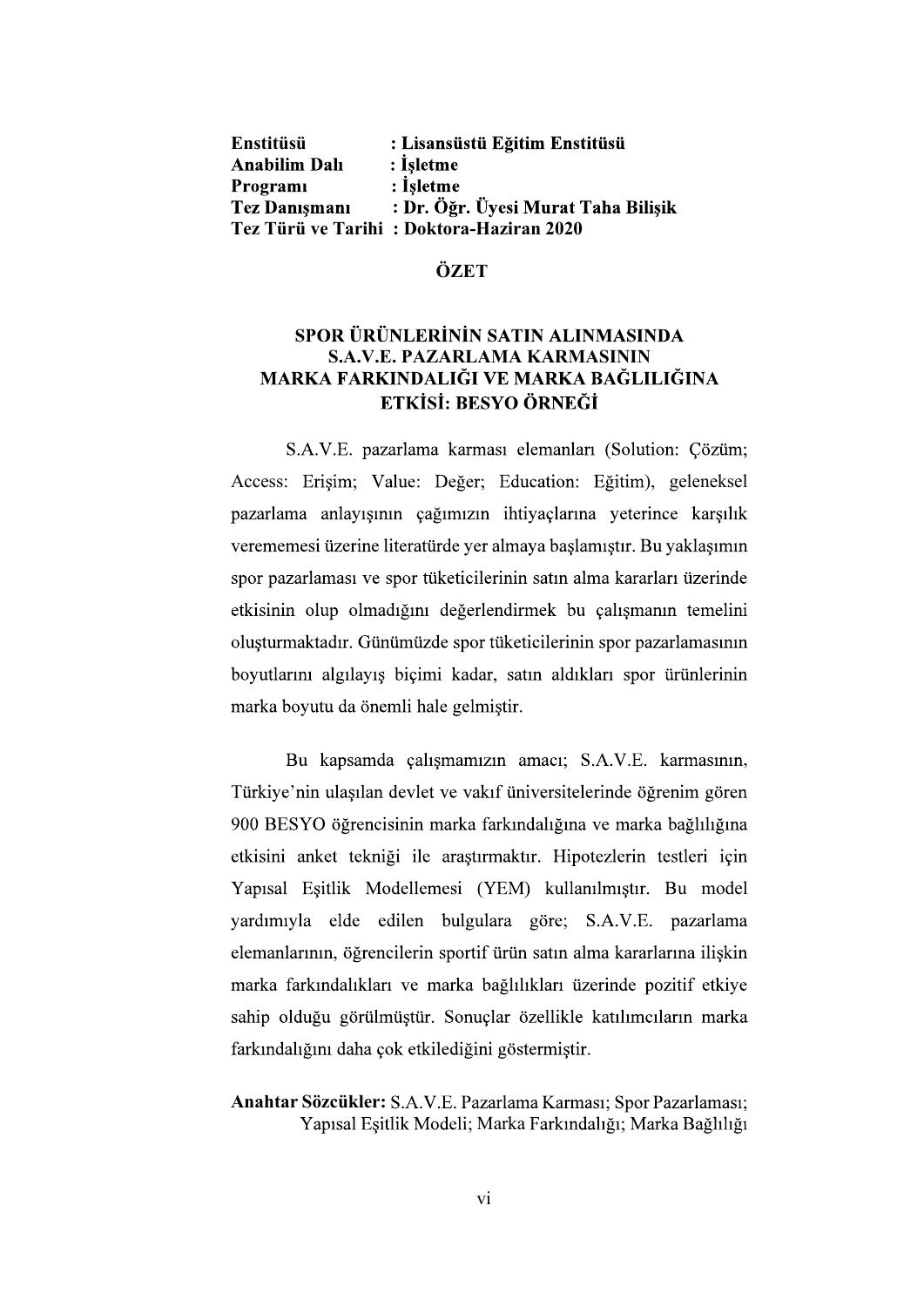**Enstitüsü** : **Lisansüstü Eğitim Enstitüsü**
**Anabilim Dalı** : **İşletme**
**Programı** : **İşletme**
**Tez Danışmanı** : **Dr. Öğr. Üyesi Murat Taha Bilişik**
**Tez Türü ve Tarihi** : **Doktora-Haziran 2020**

## ÖZET

## SPOR ÜRÜNLERİNİN SATIN ALINMASINDA S.A.V.E. PAZARLAMA KARMASININ MARKA FARKINDALIĞI VE MARKA BAĞLILIĞINA ETKİSİ: BESYO ÖRNEĞİ

S.A.V.E. pazarlama karması elemanları (Solution: Çözüm; Access: Erişim; Value: Değer; Education: Eğitim), geleneksel pazarlama anlayışının çağımızın ihtiyaçlarına yeterince karşılık verememesi üzerine literatürde yer almaya başlamıştır. Bu yaklaşımın spor pazarlaması ve spor tüketicilerinin satın alma kararları üzerinde etkisinin olup olmadığını değerlendirmek bu çalışmanın temelini oluşturmaktadır. Günümüzde spor tüketicilerinin spor pazarlamasının boyutlarını algılayış biçimi kadar, satın aldıkları spor ürünlerinin marka boyutu da önemli hale gelmiştir.

Bu kapsamda çalışmamızın amacı; S.A.V.E. karmasının, Türkiye'nin ulaşılan devlet ve vakıf üniversitelerinde öğrenim gören 900 BESYO öğrencisinin marka farkındalığına ve marka bağlılığına etkisini anket tekniği ile araştırmaktır. Hipotezlerin testleri için Yapısal Eşitlik Modellemesi (YEM) kullanılmıştır. Bu model yardımıyla elde edilen bulgulara göre; S.A.V.E. pazarlama elemanlarının, öğrencilerin sportif ürün satın alma kararlarına ilişkin marka farkındalıkları ve marka bağlılıkları üzerinde pozitif etkiye sahip olduğu görülmüştür. Sonuçlar özellikle katılımcıların marka farkındalığını daha çok etkilediğini göstermiştir.

**Anahtar Sözcükler:** S.A.V.E. Pazarlama Karması; Spor Pazarlaması; Yapısal Eşitlik Modeli; Marka Farkındalığı; Marka Bağlılığı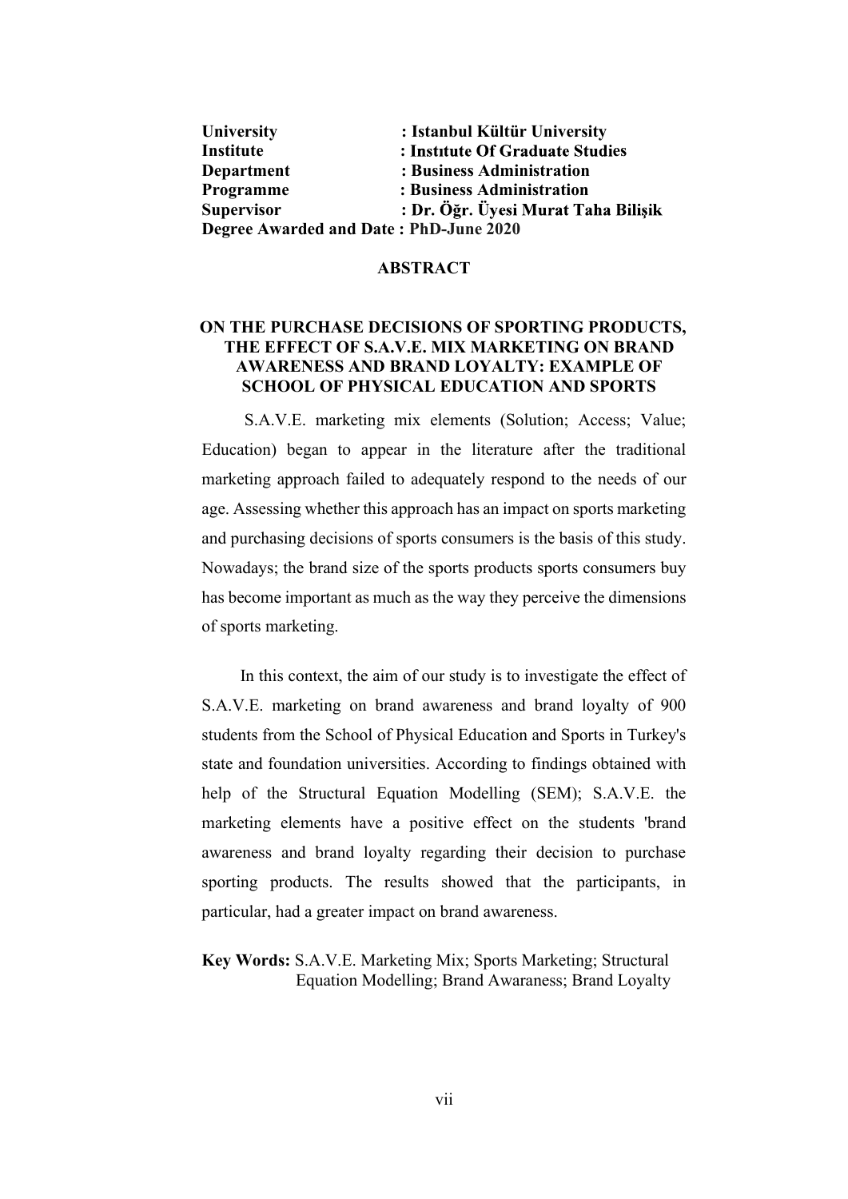**University** : **Istanbul Kültür University**
**Institute** : **Instıtute Of Graduate Studies**
**Department** : **Business Administration**
**Programme** : **Business Administration**
**Supervisor** : **Dr. Öğr. Üyesi Murat Taha Bilişik**
**Degree Awarded and Date : PhD-June 2020**

## ABSTRACT

### ON THE PURCHASE DECISIONS OF SPORTING PRODUCTS, THE EFFECT OF S.A.V.E. MIX MARKETING ON BRAND AWARENESS AND BRAND LOYALTY: EXAMPLE OF SCHOOL OF PHYSICAL EDUCATION AND SPORTS

S.A.V.E. marketing mix elements (Solution; Access; Value; Education) began to appear in the literature after the traditional marketing approach failed to adequately respond to the needs of our age. Assessing whether this approach has an impact on sports marketing and purchasing decisions of sports consumers is the basis of this study. Nowadays; the brand size of the sports products sports consumers buy has become important as much as the way they perceive the dimensions of sports marketing.

In this context, the aim of our study is to investigate the effect of S.A.V.E. marketing on brand awareness and brand loyalty of 900 students from the School of Physical Education and Sports in Turkey's state and foundation universities. According to findings obtained with help of the Structural Equation Modelling (SEM); S.A.V.E. the marketing elements have a positive effect on the students 'brand awareness and brand loyalty regarding their decision to purchase sporting products. The results showed that the participants, in particular, had a greater impact on brand awareness.

**Key Words:** S.A.V.E. Marketing Mix; Sports Marketing; Structural Equation Modelling; Brand Awaraness; Brand Loyalty